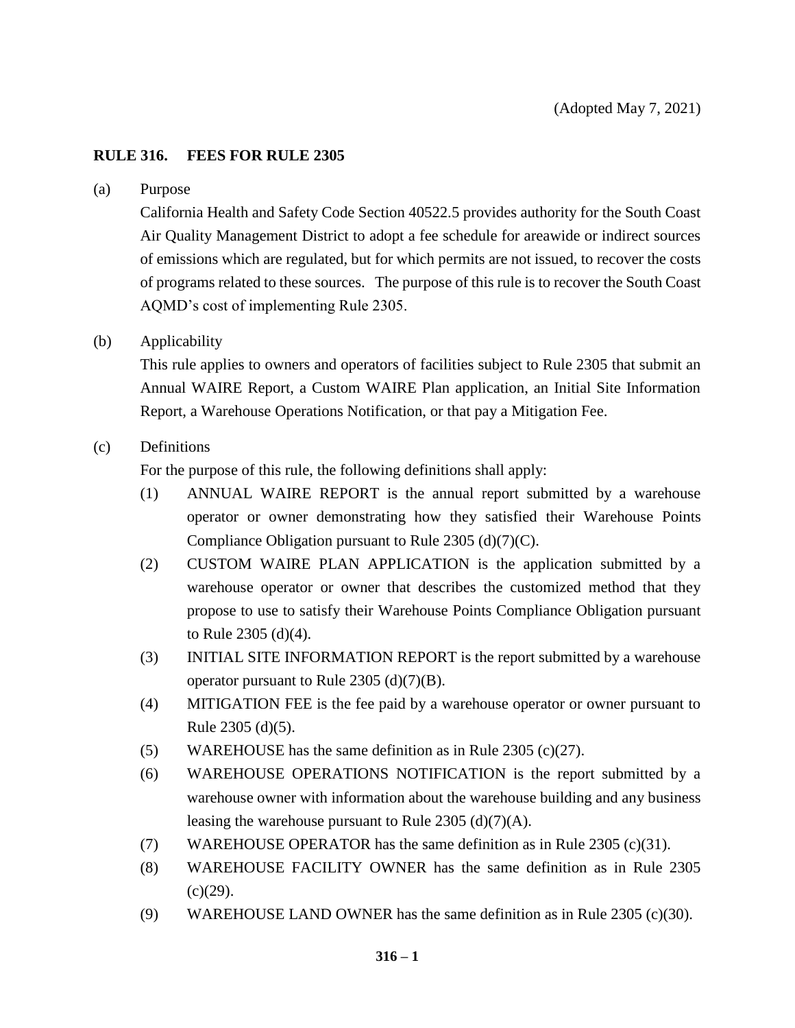(Adopted May 7, 2021)

# RULE 316. FEES FOR RULE 2305

(a) Purpose

California Health and Safety Code Section 40522.5 provides authority for the South Coast Air Quality Management District to adopt a fee schedule for areawide or indirect sources of emissions which are regulated, but for which permits are not issued, to recover the costs of programs related to these sources. The purpose of this rule is to recover the South Coast AQMD's cost of implementing Rule 2305.

(b) Applicability

This rule applies to owners and operators of facilities subject to Rule 2305 that submit an Annual WAIRE Report, a Custom WAIRE Plan application, an Initial Site Information Report, a Warehouse Operations Notification, or that pay a Mitigation Fee.

(c) Definitions

For the purpose of this rule, the following definitions shall apply:

(1) ANNUAL WAIRE REPORT is the annual report submitted by a warehouse operator or owner demonstrating how they satisfied their Warehouse Points Compliance Obligation pursuant to Rule 2305 (d)(7)(C).

(2) CUSTOM WAIRE PLAN APPLICATION is the application submitted by a warehouse operator or owner that describes the customized method that they propose to use to satisfy their Warehouse Points Compliance Obligation pursuant to Rule 2305 (d)(4).

(3) INITIAL SITE INFORMATION REPORT is the report submitted by a warehouse operator pursuant to Rule 2305 (d)(7)(B).

(4) MITIGATION FEE is the fee paid by a warehouse operator or owner pursuant to Rule 2305 (d)(5).

(5) WAREHOUSE has the same definition as in Rule 2305 (c)(27).

(6) WAREHOUSE OPERATIONS NOTIFICATION is the report submitted by a warehouse owner with information about the warehouse building and any business leasing the warehouse pursuant to Rule 2305 (d)(7)(A).

(7) WAREHOUSE OPERATOR has the same definition as in Rule 2305 (c)(31).

(8) WAREHOUSE FACILITY OWNER has the same definition as in Rule 2305 (c)(29).

(9) WAREHOUSE LAND OWNER has the same definition as in Rule 2305 (c)(30).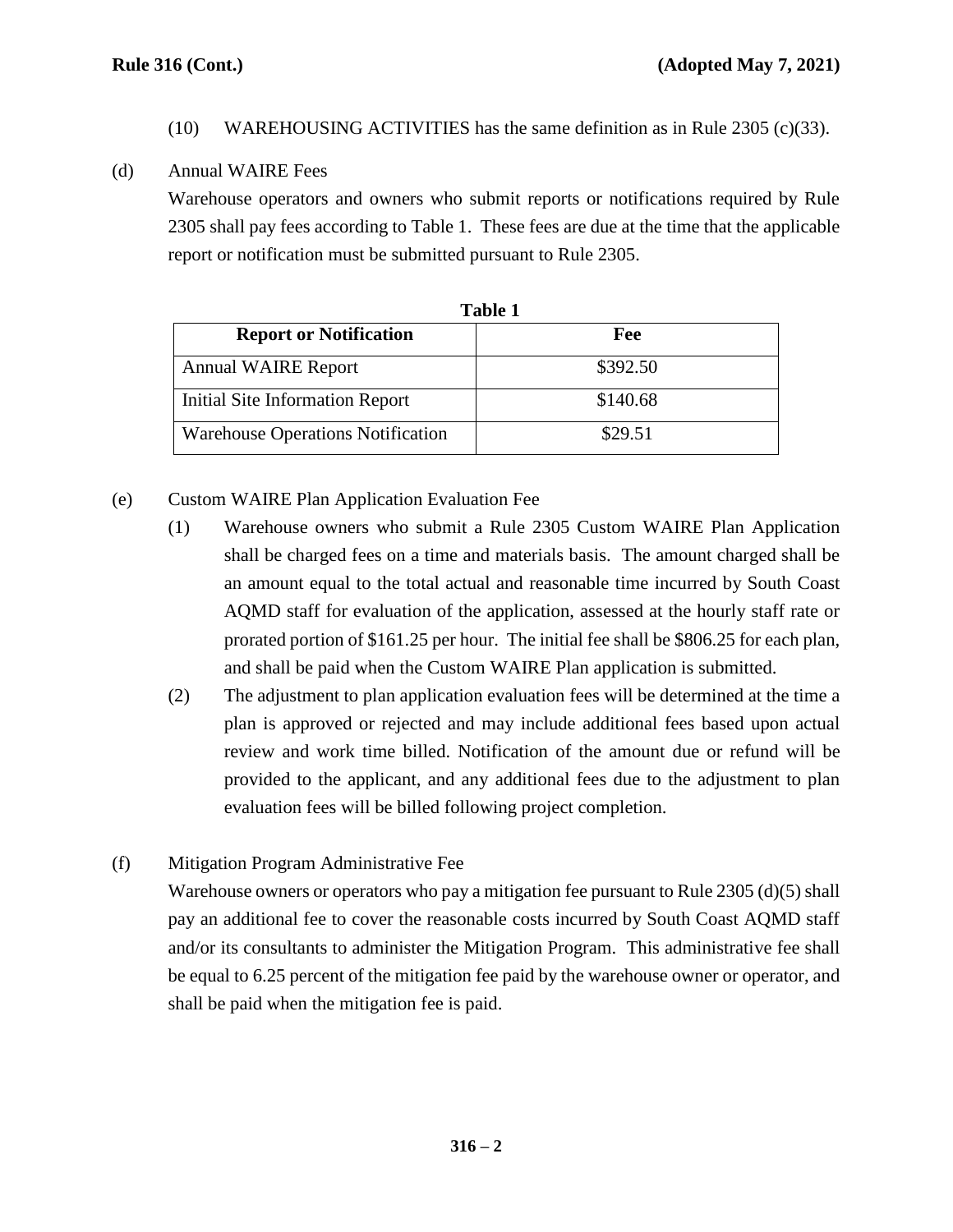(10) WAREHOUSING ACTIVITIES has the same definition as in Rule 2305 (c)(33).

(d) Annual WAIRE Fees

Warehouse operators and owners who submit reports or notifications required by Rule 2305 shall pay fees according to Table 1. These fees are due at the time that the applicable report or notification must be submitted pursuant to Rule 2305.

**Table 1**

| Report or Notification | Fee |
|---|---|
| Annual WAIRE Report | $392.50 |
| Initial Site Information Report | $140.68 |
| Warehouse Operations Notification | $29.51 |

(e) Custom WAIRE Plan Application Evaluation Fee

(1) Warehouse owners who submit a Rule 2305 Custom WAIRE Plan Application shall be charged fees on a time and materials basis. The amount charged shall be an amount equal to the total actual and reasonable time incurred by South Coast AQMD staff for evaluation of the application, assessed at the hourly staff rate or prorated portion of $161.25 per hour. The initial fee shall be $806.25 for each plan, and shall be paid when the Custom WAIRE Plan application is submitted.

(2) The adjustment to plan application evaluation fees will be determined at the time a plan is approved or rejected and may include additional fees based upon actual review and work time billed. Notification of the amount due or refund will be provided to the applicant, and any additional fees due to the adjustment to plan evaluation fees will be billed following project completion.

(f) Mitigation Program Administrative Fee

Warehouse owners or operators who pay a mitigation fee pursuant to Rule 2305 (d)(5) shall pay an additional fee to cover the reasonable costs incurred by South Coast AQMD staff and/or its consultants to administer the Mitigation Program. This administrative fee shall be equal to 6.25 percent of the mitigation fee paid by the warehouse owner or operator, and shall be paid when the mitigation fee is paid.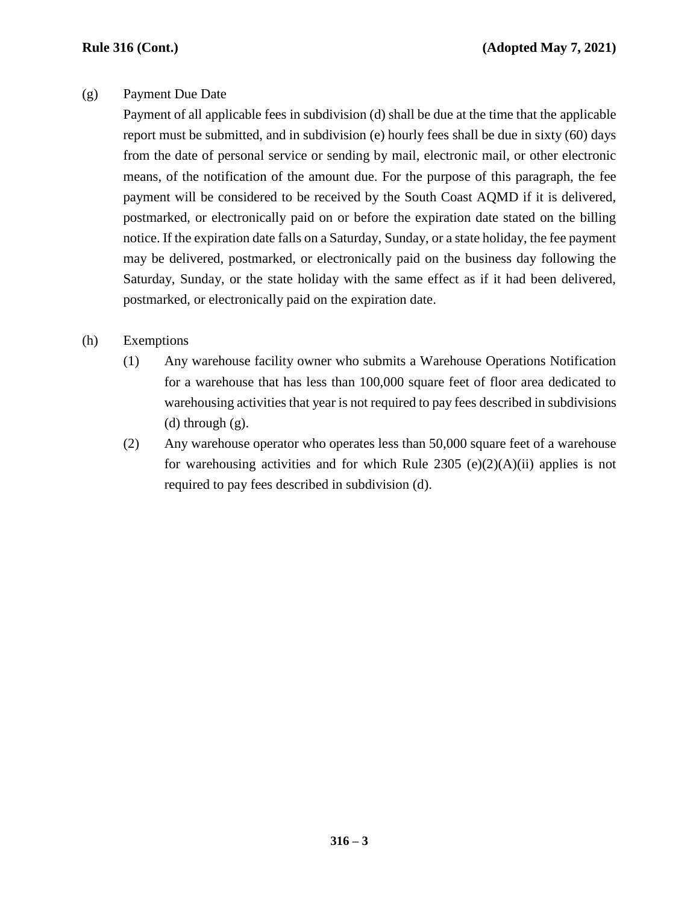(g) Payment Due Date

Payment of all applicable fees in subdivision (d) shall be due at the time that the applicable report must be submitted, and in subdivision (e) hourly fees shall be due in sixty (60) days from the date of personal service or sending by mail, electronic mail, or other electronic means, of the notification of the amount due. For the purpose of this paragraph, the fee payment will be considered to be received by the South Coast AQMD if it is delivered, postmarked, or electronically paid on or before the expiration date stated on the billing notice. If the expiration date falls on a Saturday, Sunday, or a state holiday, the fee payment may be delivered, postmarked, or electronically paid on the business day following the Saturday, Sunday, or the state holiday with the same effect as if it had been delivered, postmarked, or electronically paid on the expiration date.

(h) Exemptions

(1) Any warehouse facility owner who submits a Warehouse Operations Notification for a warehouse that has less than 100,000 square feet of floor area dedicated to warehousing activities that year is not required to pay fees described in subdivisions (d) through (g).

(2) Any warehouse operator who operates less than 50,000 square feet of a warehouse for warehousing activities and for which Rule 2305 (e)(2)(A)(ii) applies is not required to pay fees described in subdivision (d).